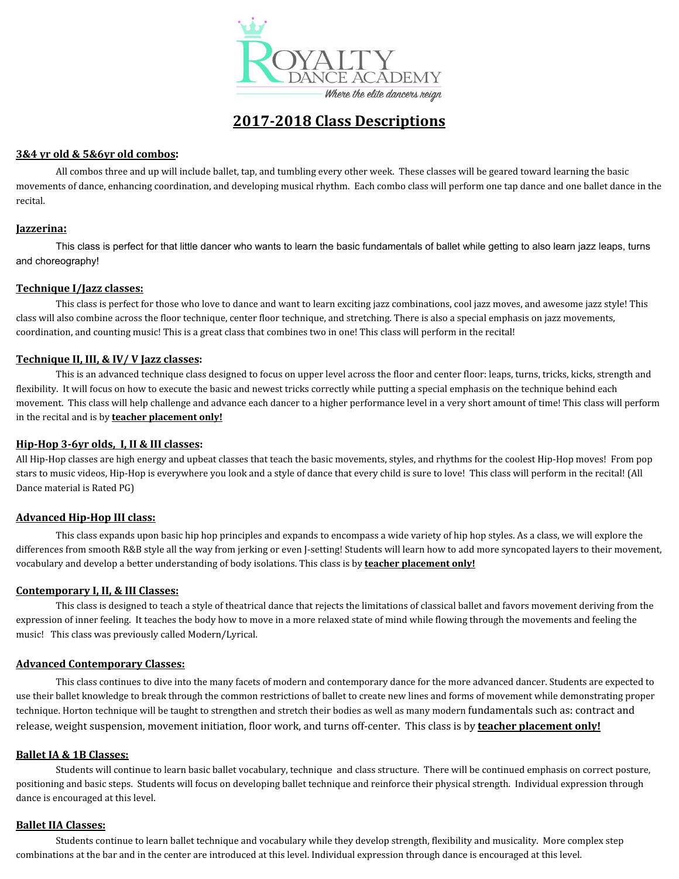# 2017-2018 Class Descriptions

**3&4 yr old & 5&6yr old combos:**

All combos three and up will include ballet, tap, and tumbling every other week. These classes will be geared toward learning the basic movements of dance, enhancing coordination, and developing musical rhythm. Each combo class will perform one tap dance and one ballet dance in the recital.

**Jazzerina:**

This class is perfect for that little dancer who wants to learn the basic fundamentals of ballet while getting to also learn jazz leaps, turns and choreography!

**Technique I/Jazz classes:**

This class is perfect for those who love to dance and want to learn exciting jazz combinations, cool jazz moves, and awesome jazz style! This class will also combine across the floor technique, center floor technique, and stretching. There is also a special emphasis on jazz movements, coordination, and counting music! This is a great class that combines two in one! This class will perform in the recital!

**Technique II, III, & IV/ V Jazz classes:**

This is an advanced technique class designed to focus on upper level across the floor and center floor: leaps, turns, tricks, kicks, strength and flexibility. It will focus on how to execute the basic and newest tricks correctly while putting a special emphasis on the technique behind each movement. This class will help challenge and advance each dancer to a higher performance level in a very short amount of time! This class will perform in the recital and is by **teacher placement only!**

**Hip-Hop 3-6yr olds, I, II & III classes:**

All Hip-Hop classes are high energy and upbeat classes that teach the basic movements, styles, and rhythms for the coolest Hip-Hop moves! From pop stars to music videos, Hip-Hop is everywhere you look and a style of dance that every child is sure to love! This class will perform in the recital! (All Dance material is Rated PG)

**Advanced Hip-Hop III class:**

This class expands upon basic hip hop principles and expands to encompass a wide variety of hip hop styles. As a class, we will explore the differences from smooth R&B style all the way from jerking or even J-setting! Students will learn how to add more syncopated layers to their movement, vocabulary and develop a better understanding of body isolations. This class is by **teacher placement only!**

**Contemporary I, II, & III Classes:**

This class is designed to teach a style of theatrical dance that rejects the limitations of classical ballet and favors movement deriving from the expression of inner feeling. It teaches the body how to move in a more relaxed state of mind while flowing through the movements and feeling the music! This class was previously called Modern/Lyrical.

**Advanced Contemporary Classes:**

This class continues to dive into the many facets of modern and contemporary dance for the more advanced dancer. Students are expected to use their ballet knowledge to break through the common restrictions of ballet to create new lines and forms of movement while demonstrating proper technique. Horton technique will be taught to strengthen and stretch their bodies as well as many modern fundamentals such as: contract and release, weight suspension, movement initiation, floor work, and turns off-center. This class is by **teacher placement only!**

**Ballet IA & 1B Classes:**

Students will continue to learn basic ballet vocabulary, technique and class structure. There will be continued emphasis on correct posture, positioning and basic steps. Students will focus on developing ballet technique and reinforce their physical strength. Individual expression through dance is encouraged at this level.

**Ballet IIA Classes:**

Students continue to learn ballet technique and vocabulary while they develop strength, flexibility and musicality. More complex step combinations at the bar and in the center are introduced at this level. Individual expression through dance is encouraged at this level.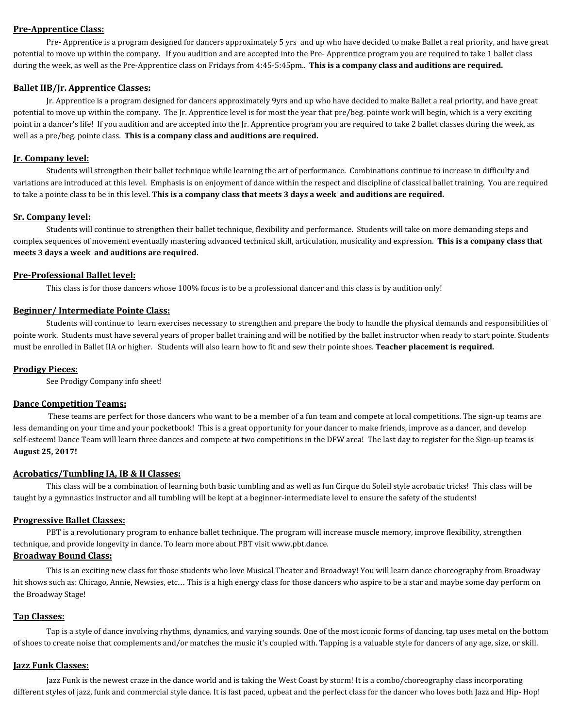**Pre-Apprentice Class:**

Pre- Apprentice is a program designed for dancers approximately 5 yrs and up who have decided to make Ballet a real priority, and have great potential to move up within the company. If you audition and are accepted into the Pre- Apprentice program you are required to take 1 ballet class during the week, as well as the Pre-Apprentice class on Fridays from 4:45-5:45pm.. **This is a company class and auditions are required.**

**Ballet IIB/Jr. Apprentice Classes:**

Jr. Apprentice is a program designed for dancers approximately 9yrs and up who have decided to make Ballet a real priority, and have great potential to move up within the company. The Jr. Apprentice level is for most the year that pre/beg. pointe work will begin, which is a very exciting point in a dancer's life! If you audition and are accepted into the Jr. Apprentice program you are required to take 2 ballet classes during the week, as well as a pre/beg. pointe class. **This is a company class and auditions are required.**

**Jr. Company level:**

Students will strengthen their ballet technique while learning the art of performance. Combinations continue to increase in difficulty and variations are introduced at this level. Emphasis is on enjoyment of dance within the respect and discipline of classical ballet training. You are required to take a pointe class to be in this level. **This is a company class that meets 3 days a week and auditions are required.**

**Sr. Company level:**

Students will continue to strengthen their ballet technique, flexibility and performance. Students will take on more demanding steps and complex sequences of movement eventually mastering advanced technical skill, articulation, musicality and expression. **This is a company class that meets 3 days a week and auditions are required.**

**Pre-Professional Ballet level:**

This class is for those dancers whose 100% focus is to be a professional dancer and this class is by audition only!

**Beginner/ Intermediate Pointe Class:**

Students will continue to learn exercises necessary to strengthen and prepare the body to handle the physical demands and responsibilities of pointe work. Students must have several years of proper ballet training and will be notified by the ballet instructor when ready to start pointe. Students must be enrolled in Ballet IIA or higher. Students will also learn how to fit and sew their pointe shoes. **Teacher placement is required.**

**Prodigy Pieces:**

See Prodigy Company info sheet!

**Dance Competition Teams:**

These teams are perfect for those dancers who want to be a member of a fun team and compete at local competitions. The sign-up teams are less demanding on your time and your pocketbook! This is a great opportunity for your dancer to make friends, improve as a dancer, and develop self-esteem! Dance Team will learn three dances and compete at two competitions in the DFW area! The last day to register for the Sign-up teams is **August 25, 2017!**

**Acrobatics/Tumbling IA, IB & II Classes:**

This class will be a combination of learning both basic tumbling and as well as fun Cirque du Soleil style acrobatic tricks! This class will be taught by a gymnastics instructor and all tumbling will be kept at a beginner-intermediate level to ensure the safety of the students!

**Progressive Ballet Classes:**

PBT is a revolutionary program to enhance ballet technique. The program will increase muscle memory, improve flexibility, strengthen technique, and provide longevity in dance. To learn more about PBT visit www.pbt.dance.

**Broadway Bound Class:**

This is an exciting new class for those students who love Musical Theater and Broadway! You will learn dance choreography from Broadway hit shows such as: Chicago, Annie, Newsies, etc… This is a high energy class for those dancers who aspire to be a star and maybe some day perform on the Broadway Stage!

**Tap Classes:**

Tap is a style of dance involving rhythms, dynamics, and varying sounds. One of the most iconic forms of dancing, tap uses metal on the bottom of shoes to create noise that complements and/or matches the music it's coupled with. Tapping is a valuable style for dancers of any age, size, or skill.

**Jazz Funk Classes:**

Jazz Funk is the newest craze in the dance world and is taking the West Coast by storm! It is a combo/choreography class incorporating different styles of jazz, funk and commercial style dance. It is fast paced, upbeat and the perfect class for the dancer who loves both Jazz and Hip- Hop!